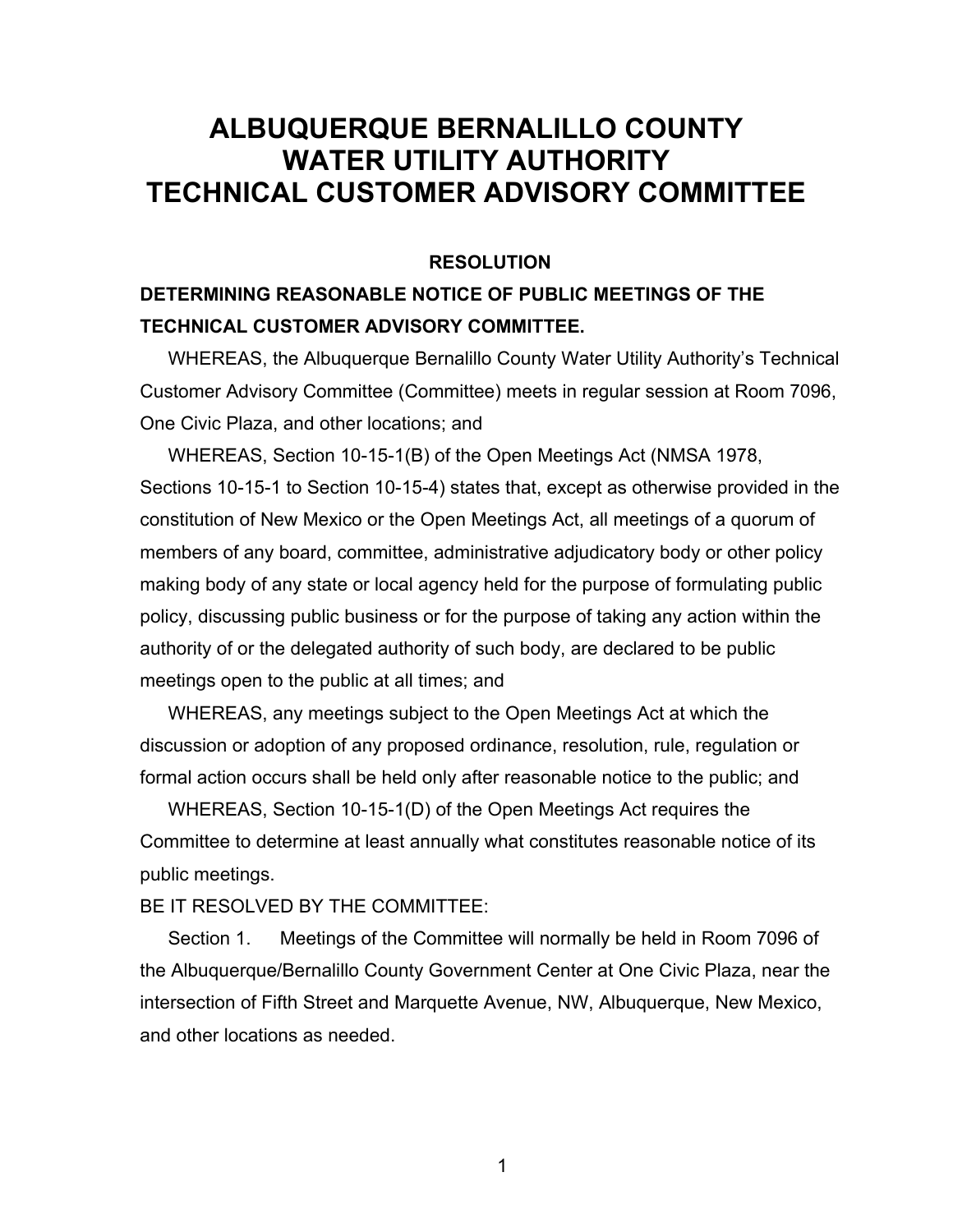# ALBUQUERQUE BERNALILLO COUNTY WATER UTILITY AUTHORITY TECHNICAL CUSTOMER ADVISORY COMMITTEE

**RESOLUTION**

**DETERMINING REASONABLE NOTICE OF PUBLIC MEETINGS OF THE TECHNICAL CUSTOMER ADVISORY COMMITTEE.**

WHEREAS, the Albuquerque Bernalillo County Water Utility Authority's Technical Customer Advisory Committee (Committee) meets in regular session at Room 7096, One Civic Plaza, and other locations; and

WHEREAS, Section 10-15-1(B) of the Open Meetings Act (NMSA 1978, Sections 10-15-1 to Section 10-15-4) states that, except as otherwise provided in the constitution of New Mexico or the Open Meetings Act, all meetings of a quorum of members of any board, committee, administrative adjudicatory body or other policy making body of any state or local agency held for the purpose of formulating public policy, discussing public business or for the purpose of taking any action within the authority of or the delegated authority of such body, are declared to be public meetings open to the public at all times; and

WHEREAS, any meetings subject to the Open Meetings Act at which the discussion or adoption of any proposed ordinance, resolution, rule, regulation or formal action occurs shall be held only after reasonable notice to the public; and

WHEREAS, Section 10-15-1(D) of the Open Meetings Act requires the Committee to determine at least annually what constitutes reasonable notice of its public meetings.

BE IT RESOLVED BY THE COMMITTEE:

Section 1. Meetings of the Committee will normally be held in Room 7096 of the Albuquerque/Bernalillo County Government Center at One Civic Plaza, near the intersection of Fifth Street and Marquette Avenue, NW, Albuquerque, New Mexico, and other locations as needed.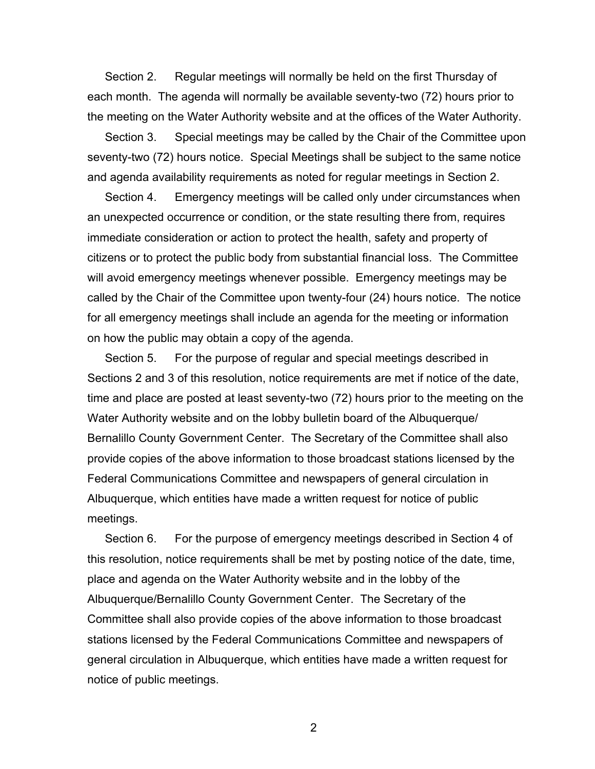Section 2. Regular meetings will normally be held on the first Thursday of each month. The agenda will normally be available seventy-two (72) hours prior to the meeting on the Water Authority website and at the offices of the Water Authority.

Section 3. Special meetings may be called by the Chair of the Committee upon seventy-two (72) hours notice. Special Meetings shall be subject to the same notice and agenda availability requirements as noted for regular meetings in Section 2.

Section 4. Emergency meetings will be called only under circumstances when an unexpected occurrence or condition, or the state resulting there from, requires immediate consideration or action to protect the health, safety and property of citizens or to protect the public body from substantial financial loss. The Committee will avoid emergency meetings whenever possible. Emergency meetings may be called by the Chair of the Committee upon twenty-four (24) hours notice. The notice for all emergency meetings shall include an agenda for the meeting or information on how the public may obtain a copy of the agenda.

Section 5. For the purpose of regular and special meetings described in Sections 2 and 3 of this resolution, notice requirements are met if notice of the date, time and place are posted at least seventy-two (72) hours prior to the meeting on the Water Authority website and on the lobby bulletin board of the Albuquerque/ Bernalillo County Government Center. The Secretary of the Committee shall also provide copies of the above information to those broadcast stations licensed by the Federal Communications Committee and newspapers of general circulation in Albuquerque, which entities have made a written request for notice of public meetings.

Section 6. For the purpose of emergency meetings described in Section 4 of this resolution, notice requirements shall be met by posting notice of the date, time, place and agenda on the Water Authority website and in the lobby of the Albuquerque/Bernalillo County Government Center. The Secretary of the Committee shall also provide copies of the above information to those broadcast stations licensed by the Federal Communications Committee and newspapers of general circulation in Albuquerque, which entities have made a written request for notice of public meetings.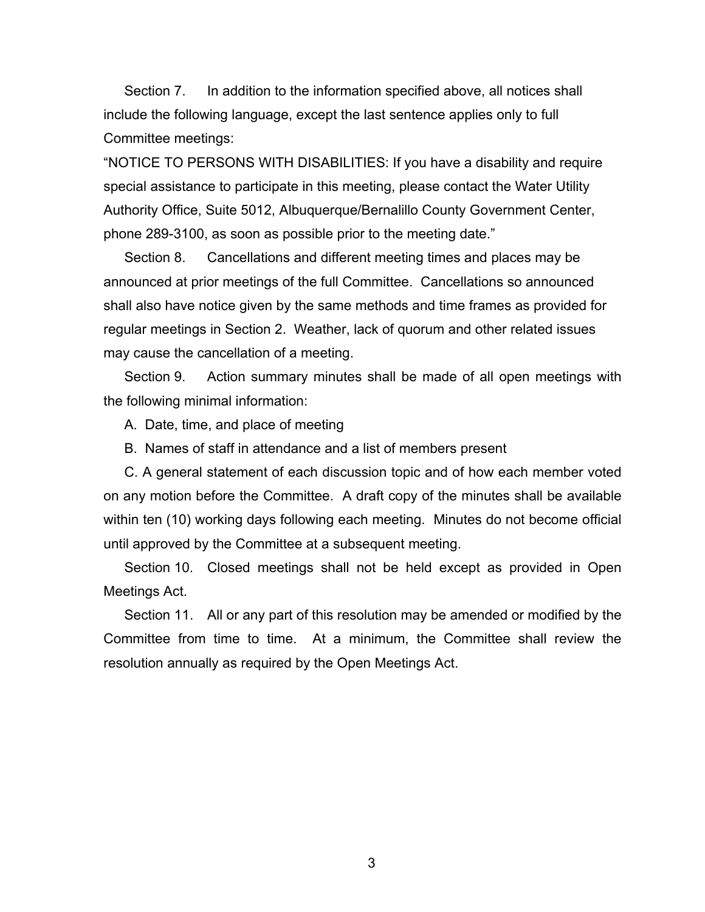Section 7. In addition to the information specified above, all notices shall include the following language, except the last sentence applies only to full Committee meetings:

"NOTICE TO PERSONS WITH DISABILITIES: If you have a disability and require special assistance to participate in this meeting, please contact the Water Utility Authority Office, Suite 5012, Albuquerque/Bernalillo County Government Center, phone 289-3100, as soon as possible prior to the meeting date."

Section 8. Cancellations and different meeting times and places may be announced at prior meetings of the full Committee. Cancellations so announced shall also have notice given by the same methods and time frames as provided for regular meetings in Section 2. Weather, lack of quorum and other related issues may cause the cancellation of a meeting.

Section 9. Action summary minutes shall be made of all open meetings with the following minimal information:

A. Date, time, and place of meeting

B. Names of staff in attendance and a list of members present

C. A general statement of each discussion topic and of how each member voted on any motion before the Committee. A draft copy of the minutes shall be available within ten (10) working days following each meeting. Minutes do not become official until approved by the Committee at a subsequent meeting.

Section 10. Closed meetings shall not be held except as provided in Open Meetings Act.

Section 11. All or any part of this resolution may be amended or modified by the Committee from time to time. At a minimum, the Committee shall review the resolution annually as required by the Open Meetings Act.